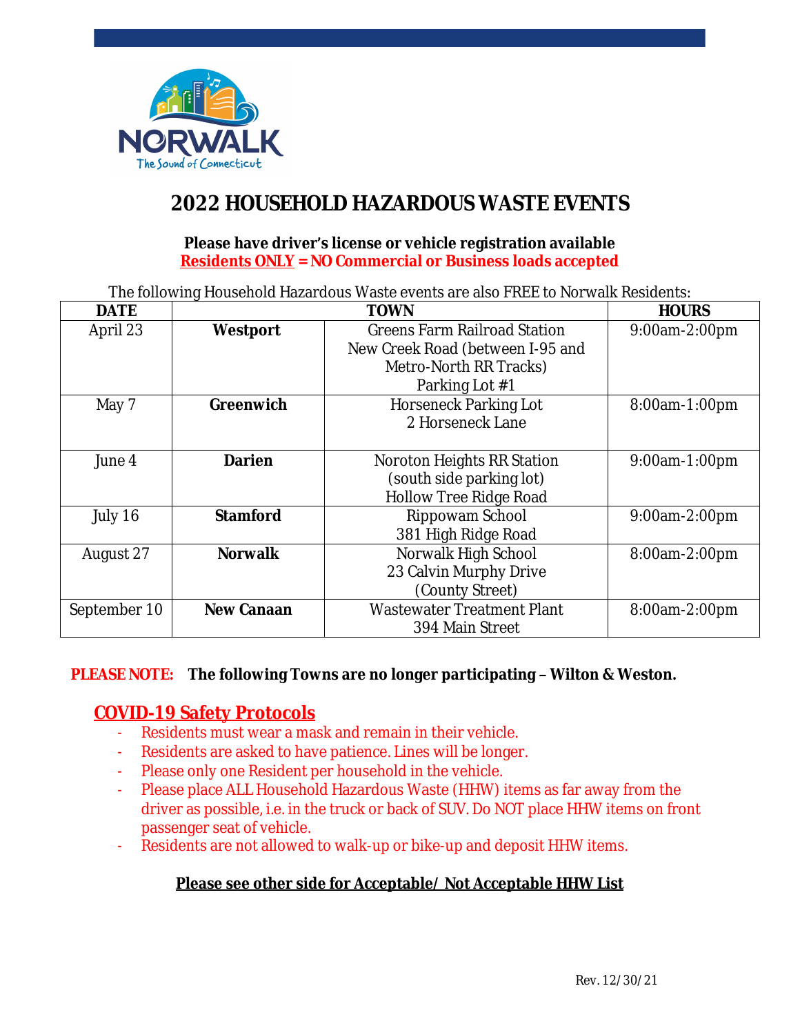NORWALK

The Sound of Connecticut

# 2022 HOUSEHOLD HAZARDOUS WASTE EVENTS

**Please have driver's license or vehicle registration available**

**Residents ONLY = NO Commercial or Business loads accepted**

The following Household Hazardous Waste events are also FREE to Norwalk Residents:

| DATE | TOWN | | HOURS |
|---|---|---|---|
| April 23 | **Westport** | Greens Farm Railroad Station<br>New Creek Road (between I-95 and Metro-North RR Tracks)<br>Parking Lot #1 | 9:00am-2:00pm |
| May 7 | **Greenwich** | Horseneck Parking Lot<br>2 Horseneck Lane | 8:00am-1:00pm |
| June 4 | **Darien** | Noroton Heights RR Station<br>(south side parking lot)<br>Hollow Tree Ridge Road | 9:00am-1:00pm |
| July 16 | **Stamford** | Rippowam School<br>381 High Ridge Road | 9:00am-2:00pm |
| August 27 | **Norwalk** | Norwalk High School<br>23 Calvin Murphy Drive<br>(County Street) | 8:00am-2:00pm |
| September 10 | **New Canaan** | Wastewater Treatment Plant<br>394 Main Street | 8:00am-2:00pm |

**PLEASE NOTE: The following Towns are no longer participating – Wilton & Weston.**

## COVID-19 Safety Protocols

- Residents must wear a mask and remain in their vehicle.
- Residents are asked to have patience. Lines will be longer.
- Please only one Resident per household in the vehicle.
- Please place ALL Household Hazardous Waste (HHW) items as far away from the driver as possible, i.e. in the truck or back of SUV. Do NOT place HHW items on front passenger seat of vehicle.
- Residents are not allowed to walk-up or bike-up and deposit HHW items.

**Please see other side for Acceptable/ Not Acceptable HHW List**

Rev. 12/30/21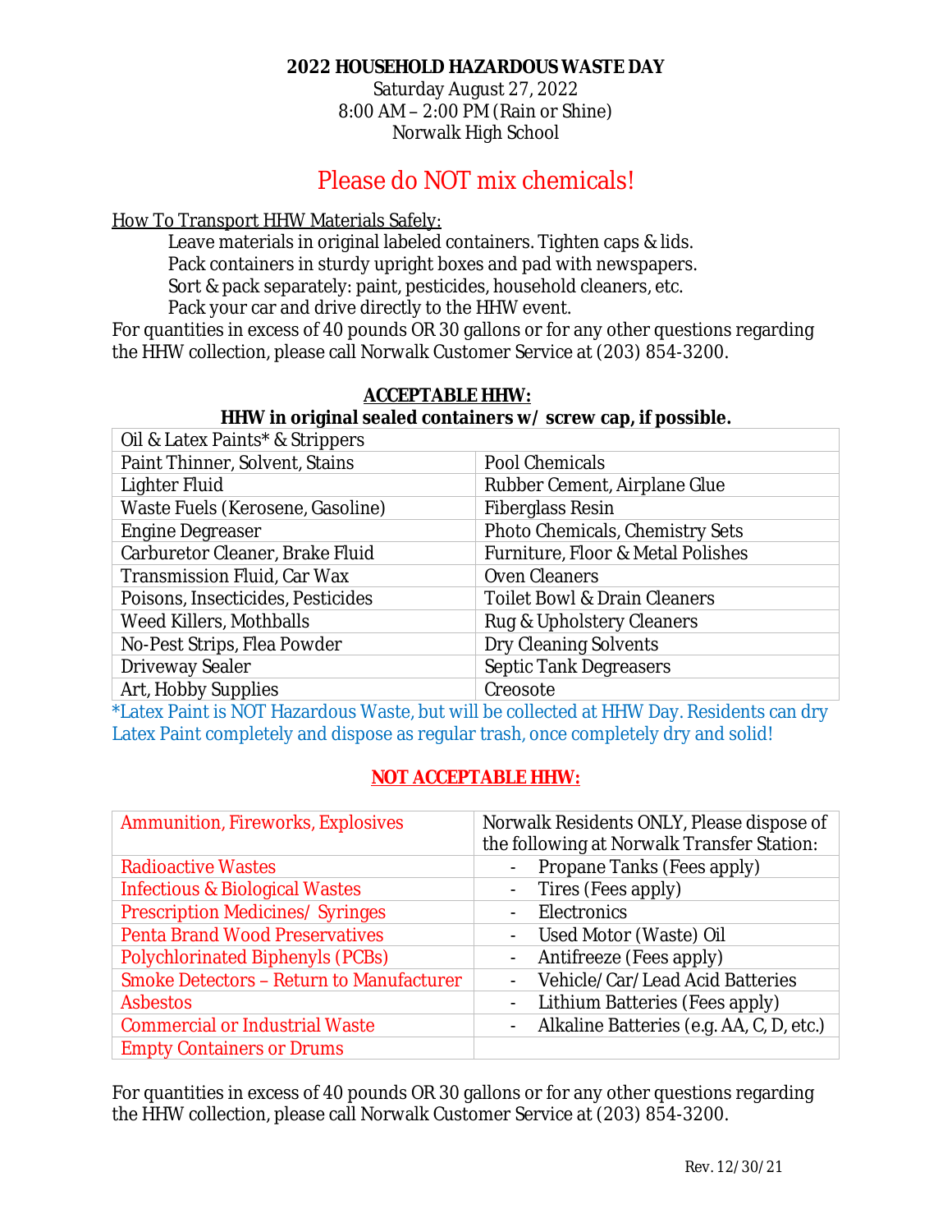**2022 HOUSEHOLD HAZARDOUS WASTE DAY**

Saturday August 27, 2022
8:00 AM – 2:00 PM (Rain or Shine)
Norwalk High School

## Please do NOT mix chemicals!

How To Transport HHW Materials Safely:

Leave materials in original labeled containers. Tighten caps & lids.
Pack containers in sturdy upright boxes and pad with newspapers.
Sort & pack separately: paint, pesticides, household cleaners, etc.
Pack your car and drive directly to the HHW event.

For quantities in excess of 40 pounds OR 30 gallons or for any other questions regarding the HHW collection, please call Norwalk Customer Service at (203) 854-3200.

**ACCEPTABLE HHW:**

**HHW in original sealed containers w/ screw cap, if possible.**

| | |
|---|---|
| Oil & Latex Paints* & Strippers | |
| Paint Thinner, Solvent, Stains | Pool Chemicals |
| Lighter Fluid | Rubber Cement, Airplane Glue |
| Waste Fuels (Kerosene, Gasoline) | Fiberglass Resin |
| Engine Degreaser | Photo Chemicals, Chemistry Sets |
| Carburetor Cleaner, Brake Fluid | Furniture, Floor & Metal Polishes |
| Transmission Fluid, Car Wax | Oven Cleaners |
| Poisons, Insecticides, Pesticides | Toilet Bowl & Drain Cleaners |
| Weed Killers, Mothballs | Rug & Upholstery Cleaners |
| No-Pest Strips, Flea Powder | Dry Cleaning Solvents |
| Driveway Sealer | Septic Tank Degreasers |
| Art, Hobby Supplies | Creosote |

*Latex Paint is NOT Hazardous Waste, but will be collected at HHW Day. Residents can dry Latex Paint completely and dispose as regular trash, once completely dry and solid!

**NOT ACCEPTABLE HHW:**

| | |
|---|---|
| Ammunition, Fireworks, Explosives | Norwalk Residents ONLY, Please dispose of the following at Norwalk Transfer Station: |
| Radioactive Wastes | - Propane Tanks (Fees apply) |
| Infectious & Biological Wastes | - Tires (Fees apply) |
| Prescription Medicines/ Syringes | - Electronics |
| Penta Brand Wood Preservatives | - Used Motor (Waste) Oil |
| Polychlorinated Biphenyls (PCBs) | - Antifreeze (Fees apply) |
| Smoke Detectors – Return to Manufacturer | - Vehicle/Car/Lead Acid Batteries |
| Asbestos | - Lithium Batteries (Fees apply) |
| Commercial or Industrial Waste | - Alkaline Batteries (e.g. AA, C, D, etc.) |
| Empty Containers or Drums | |

For quantities in excess of 40 pounds OR 30 gallons or for any other questions regarding the HHW collection, please call Norwalk Customer Service at (203) 854-3200.

Rev. 12/30/21